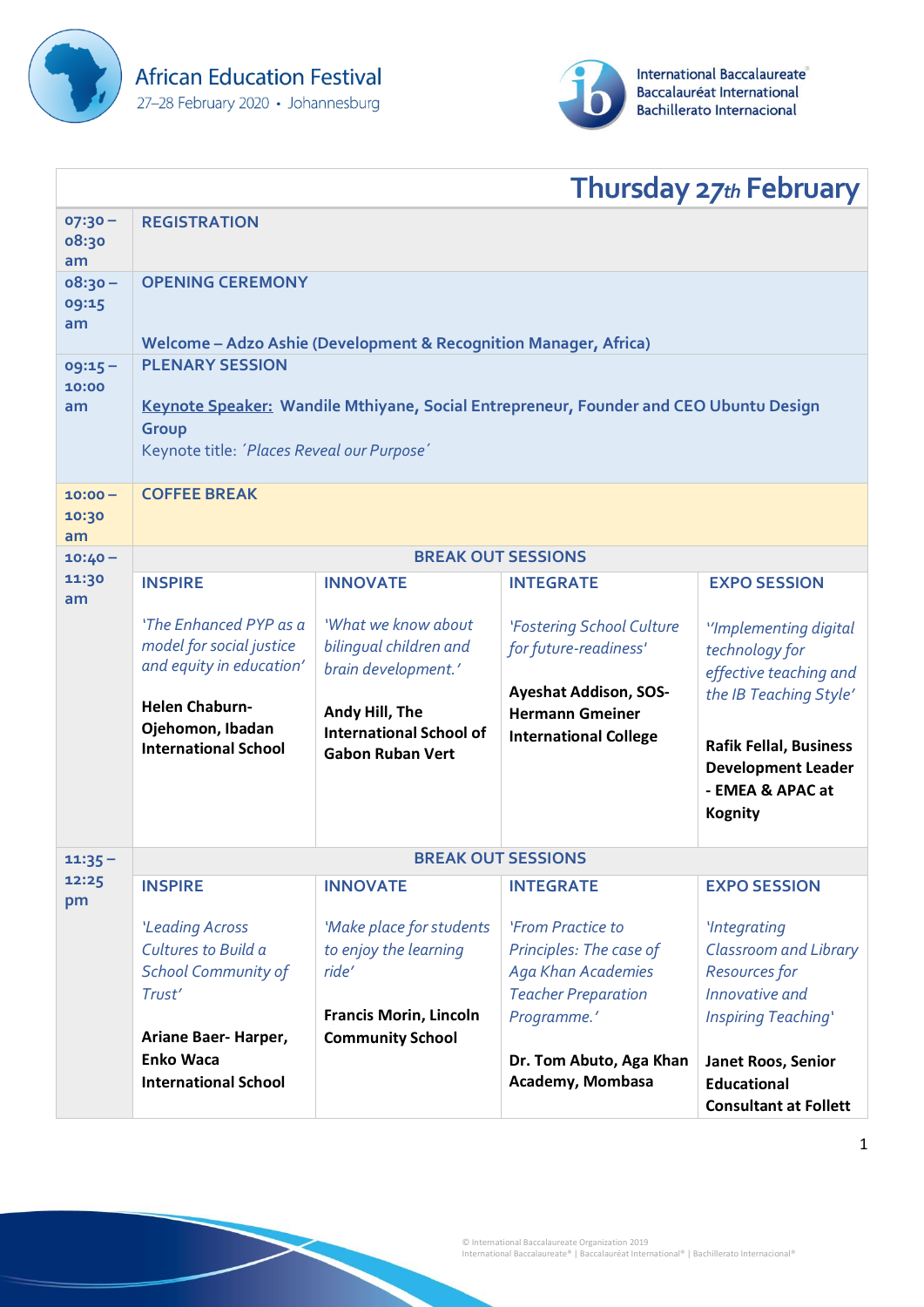African Education Festival
27–28 February 2020 • Johannesburg

International Baccalaureate
Baccalauréat International
Bachillerato Internacional

## Thursday 27th February

| | | | | |
|---|---|---|---|---|
| 07:30 – 08:30 am | **REGISTRATION** | | | |
| 08:30 – 09:15 am | **OPENING CEREMONY**<br><br>**Welcome – Adzo Ashie (Development & Recognition Manager, Africa)** | | | |
| 09:15 – 10:00 am | **PLENARY SESSION**<br><br>**Keynote Speaker: Wandile Mthiyane, Social Entrepreneur, Founder and CEO Ubuntu Design Group**<br>Keynote title: *'Places Reveal our Purpose'* | | | |
| 10:00 – 10:30 am | **COFFEE BREAK** | | | |
| 10:40 – 11:30 am | **BREAK OUT SESSIONS** | | | |
| | **INSPIRE** | **INNOVATE** | **INTEGRATE** | **EXPO SESSION** |
| | *'The Enhanced PYP as a model for social justice and equity in education'*<br><br>**Helen Chaburn-Ojehomon, Ibadan International School** | *'What we know about bilingual children and brain development.'*<br><br>**Andy Hill, The International School of Gabon Ruban Vert** | *'Fostering School Culture for future-readiness'*<br><br>**Ayeshat Addison, SOS-Hermann Gmeiner International College** | *''Implementing digital technology for effective teaching and the IB Teaching Style'*<br><br>**Rafik Fellal, Business Development Leader - EMEA & APAC at Kognity** |
| 11:35 – 12:25 pm | **BREAK OUT SESSIONS** | | | |
| | **INSPIRE** | **INNOVATE** | **INTEGRATE** | **EXPO SESSION** |
| | *'Leading Across Cultures to Build a School Community of Trust'*<br><br>**Ariane Baer- Harper, Enko Waca International School** | *'Make place for students to enjoy the learning ride'*<br><br>**Francis Morin, Lincoln Community School** | *'From Practice to Principles: The case of Aga Khan Academies Teacher Preparation Programme.'*<br><br>**Dr. Tom Abuto, Aga Khan Academy, Mombasa** | *'Integrating Classroom and Library Resources for Innovative and Inspiring Teaching'*<br><br>**Janet Roos, Senior Educational Consultant at Follett** |

© International Baccalaureate Organization 2019
International Baccalaureate® | Baccalauréat International® | Bachillerato Internacional®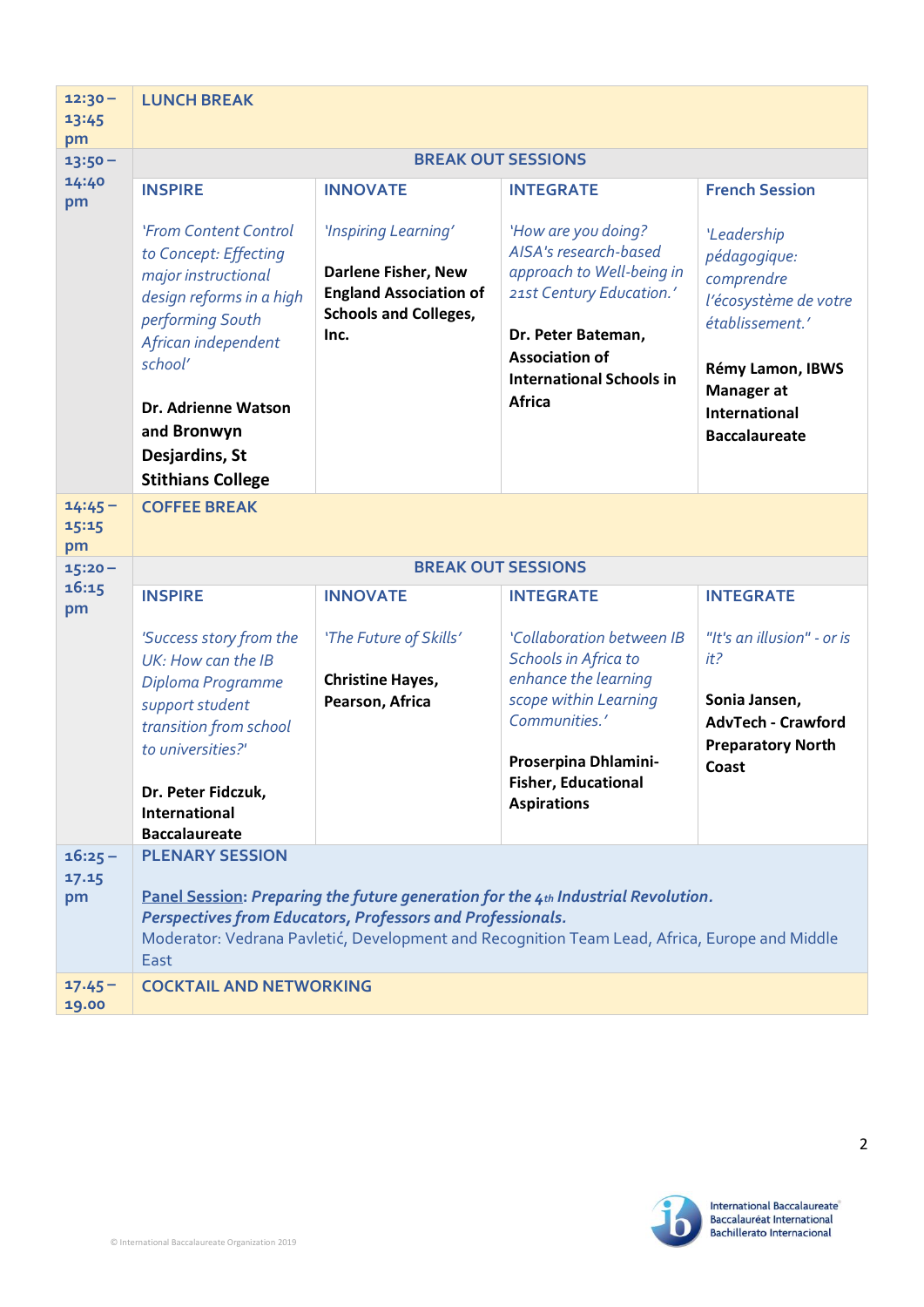| | | | | |
|---|---|---|---|---|
| 12:30 – 13:45 pm | **LUNCH BREAK** | | | |
| 13:50 – 14:40 pm | **BREAK OUT SESSIONS** | | | |
| | **INSPIRE** | **INNOVATE** | **INTEGRATE** | **French Session** |
| | *'From Content Control to Concept: Effecting major instructional design reforms in a high performing South African independent school'*<br><br>**Dr. Adrienne Watson and Bronwyn Desjardins, St Stithians College** | *'Inspiring Learning'*<br><br>**Darlene Fisher, New England Association of Schools and Colleges, Inc.** | *'How are you doing? AISA's research-based approach to Well-being in 21st Century Education.'*<br><br>**Dr. Peter Bateman, Association of International Schools in Africa** | *'Leadership pédagogique: comprendre l'écosystème de votre établissement.'*<br><br>**Rémy Lamon, IBWS Manager at International Baccalaureate** |
| 14:45 – 15:15 pm | **COFFEE BREAK** | | | |
| 15:20 – 16:15 pm | **BREAK OUT SESSIONS** | | | |
| | **INSPIRE** | **INNOVATE** | **INTEGRATE** | **INTEGRATE** |
| | *'Success story from the UK: How can the IB Diploma Programme support student transition from school to universities?'*<br><br>**Dr. Peter Fidczuk, International Baccalaureate** | *'The Future of Skills'*<br><br>**Christine Hayes, Pearson, Africa** | *'Collaboration between IB Schools in Africa to enhance the learning scope within Learning Communities.'*<br><br>**Proserpina Dhlamini-Fisher, Educational Aspirations** | *"It's an illusion" - or is it?*<br><br>**Sonia Jansen, AdvTech - Crawford Preparatory North Coast** |
| 16:25 – 17.15 pm | **PLENARY SESSION**<br><br>**Panel Session: *Preparing the future generation for the 4th Industrial Revolution. Perspectives from Educators, Professors and Professionals.***<br>Moderator: Vedrana Pavletić, Development and Recognition Team Lead, Africa, Europe and Middle East | | | |
| 17.45 – 19.00 | **COCKTAIL AND NETWORKING** | | | |

© International Baccalaureate Organization 2019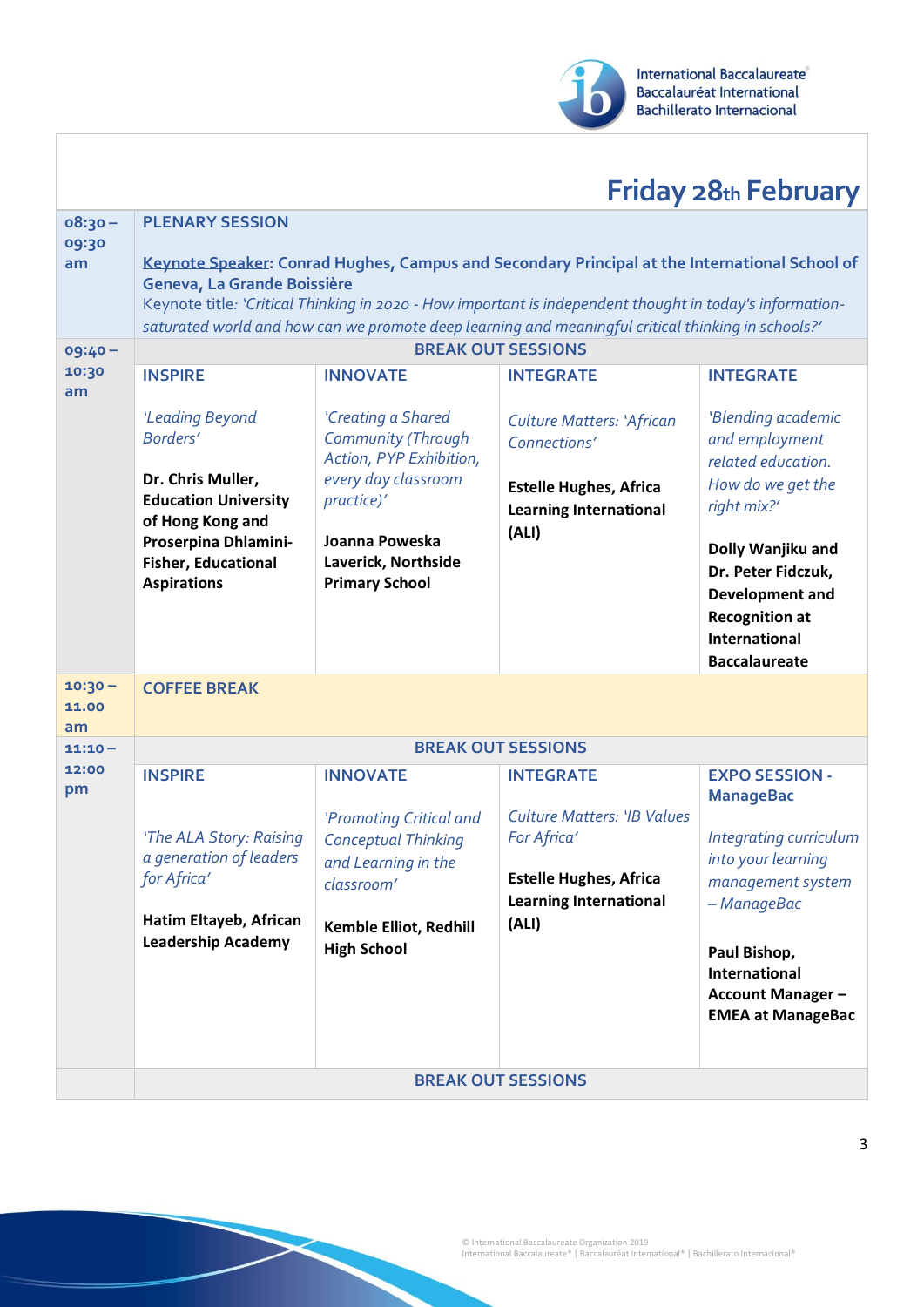# Friday 28th February

| | | | | |
|---|---|---|---|---|
| 08:30 – 09:30 am | **PLENARY SESSION**<br><br>**Keynote Speaker: Conrad Hughes, Campus and Secondary Principal at the International School of Geneva, La Grande Boissière**<br>Keynote title: *'Critical Thinking in 2020 - How important is independent thought in today's information-saturated world and how can we promote deep learning and meaningful critical thinking in schools?'* | | | |
| 09:40 – 10:30 am | **BREAK OUT SESSIONS** | | | |
| | **INSPIRE**<br><br>*'Leading Beyond Borders'*<br><br>**Dr. Chris Muller, Education University of Hong Kong and Proserpina Dhlamini-Fisher, Educational Aspirations** | **INNOVATE**<br><br>*'Creating a Shared Community (Through Action, PYP Exhibition, every day classroom practice)'*<br><br>**Joanna Poweska Laverick, Northside Primary School** | **INTEGRATE**<br><br>*Culture Matters: 'African Connections'*<br><br>**Estelle Hughes, Africa Learning International (ALI)** | **INTEGRATE**<br><br>*'Blending academic and employment related education. How do we get the right mix?'*<br><br>**Dolly Wanjiku and Dr. Peter Fidczuk, Development and Recognition at International Baccalaureate** |
| 10:30 – 11.00 am | **COFFEE BREAK** | | | |
| 11:10 – 12:00 pm | **BREAK OUT SESSIONS** | | | |
| | **INSPIRE**<br><br>*'The ALA Story: Raising a generation of leaders for Africa'*<br><br>**Hatim Eltayeb, African Leadership Academy** | **INNOVATE**<br><br>*'Promoting Critical and Conceptual Thinking and Learning in the classroom'*<br><br>**Kemble Elliot, Redhill High School** | **INTEGRATE**<br><br>*Culture Matters: 'IB Values For Africa'*<br><br>**Estelle Hughes, Africa Learning International (ALI)** | **EXPO SESSION - ManageBac**<br><br>*Integrating curriculum into your learning management system – ManageBac*<br><br>**Paul Bishop, International Account Manager – EMEA at ManageBac** |
| | **BREAK OUT SESSIONS** | | | |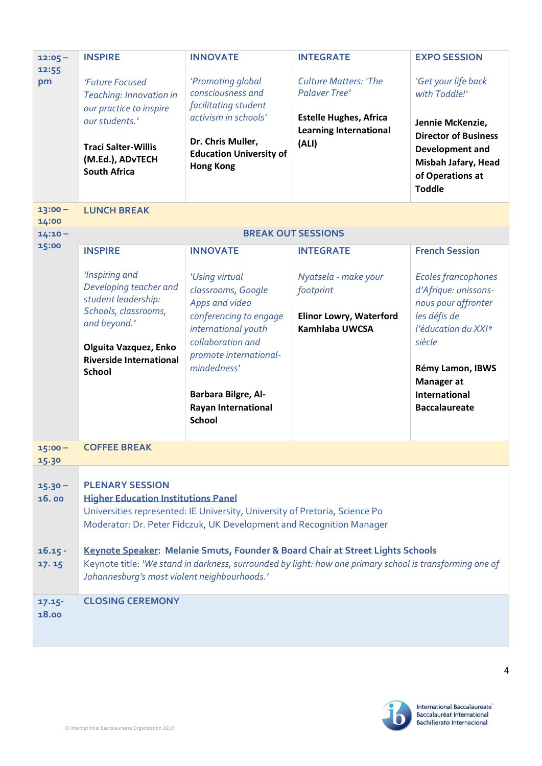| | | | | |
|---|---|---|---|---|
| **12:05 – 12:55 pm** | **INSPIRE**<br><br>*'Future Focused Teaching: Innovation in our practice to inspire our students.'*<br><br>**Traci Salter-Willis (M.Ed.), ADvTECH South Africa** | **INNOVATE**<br><br>*'Promoting global consciousness and facilitating student activism in schools'*<br><br>**Dr. Chris Muller, Education University of Hong Kong** | **INTEGRATE**<br><br>*Culture Matters: 'The Palaver Tree'*<br><br>**Estelle Hughes, Africa Learning International (ALI)** | **EXPO SESSION**<br><br>*'Get your life back with Toddle!'*<br><br>**Jennie McKenzie, Director of Business Development and Misbah Jafary, Head of Operations at Toddle** |
| **13:00 – 14:00** | **LUNCH BREAK** | | | |
| **14:10 – 15:00** | **BREAK OUT SESSIONS** | | | |
| | **INSPIRE**<br><br>*'Inspiring and Developing teacher and student leadership: Schools, classrooms, and beyond.'*<br><br>**Olguita Vazquez, Enko Riverside International School** | **INNOVATE**<br><br>*'Using virtual classrooms, Google Apps and video conferencing to engage international youth collaboration and promote international-mindedness'*<br><br>**Barbara Bilgre, Al-Rayan International School** | **INTEGRATE**<br><br>*Nyatsela - make your footprint*<br><br>**Elinor Lowry, Waterford Kamhlaba UWCSA** | **French Session**<br><br>*Ecoles francophones d'Afrique: unissons-nous pour affronter les défis de l'éducation du XXIᵉ siècle*<br><br>**Rémy Lamon, IBWS Manager at International Baccalaureate** |
| **15:00 – 15.30** | **COFFEE BREAK** | | | |
| **15.30 – 16. 00** | **PLENARY SESSION**<br>**Higher Education Institutions Panel**<br>Universities represented: IE University, University of Pretoria, Science Po<br>Moderator: Dr. Peter Fidczuk, UK Development and Recognition Manager | | | |
| **16.15 - 17. 15** | **Keynote Speaker: Melanie Smuts, Founder & Board Chair at Street Lights Schools**<br>Keynote title: *'We stand in darkness, surrounded by light: how one primary school is transforming one of Johannesburg's most violent neighbourhoods.'* | | | |
| **17.15- 18.00** | **CLOSING CEREMONY** | | | |

© International Baccalaureate Organization 2019